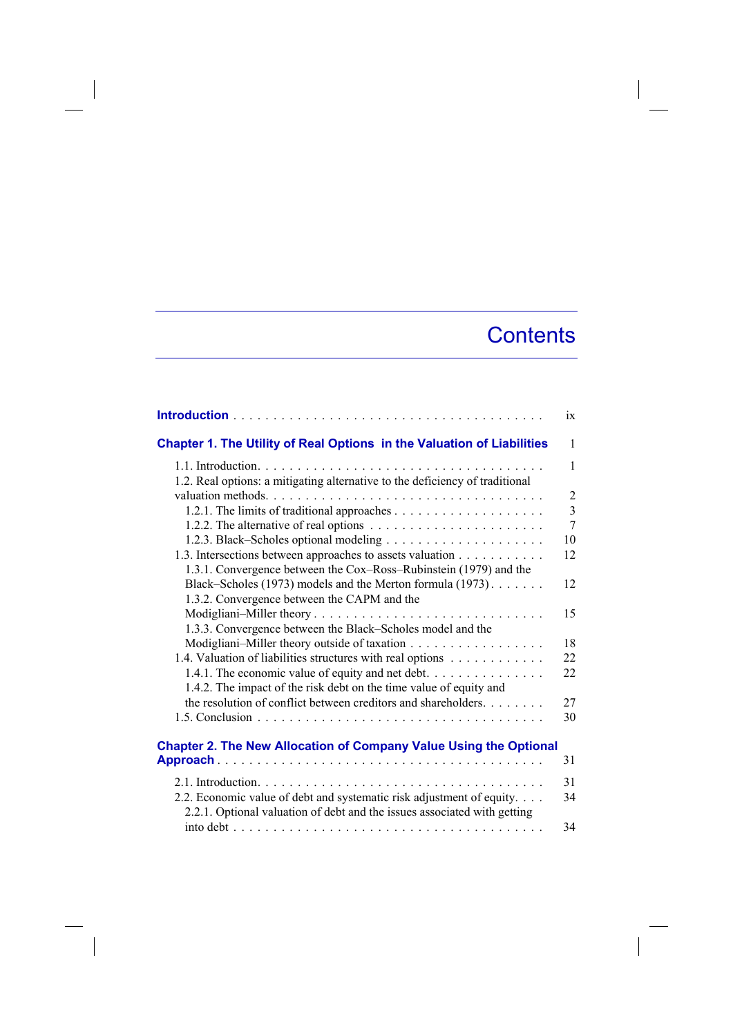# Contents

**Introduction** ix

**Chapter 1. The Utility of Real Options in the Valuation of Liabilities** 1

1.1. Introduction 1

1.2. Real options: a mitigating alternative to the deficiency of traditional valuation methods 2

1.2.1. The limits of traditional approaches 3

1.2.2. The alternative of real options 7

1.2.3. Black–Scholes optional modeling 10

1.3. Intersections between approaches to assets valuation 12

1.3.1. Convergence between the Cox–Ross–Rubinstein (1979) and the Black–Scholes (1973) models and the Merton formula (1973) 12

1.3.2. Convergence between the CAPM and the Modigliani–Miller theory 15

1.3.3. Convergence between the Black–Scholes model and the Modigliani–Miller theory outside of taxation 18

1.4. Valuation of liabilities structures with real options 22

1.4.1. The economic value of equity and net debt 22

1.4.2. The impact of the risk debt on the time value of equity and the resolution of conflict between creditors and shareholders 27

1.5. Conclusion 30

**Chapter 2. The New Allocation of Company Value Using the Optional Approach** 31

2.1. Introduction 31

2.2. Economic value of debt and systematic risk adjustment of equity 34

2.2.1. Optional valuation of debt and the issues associated with getting into debt 34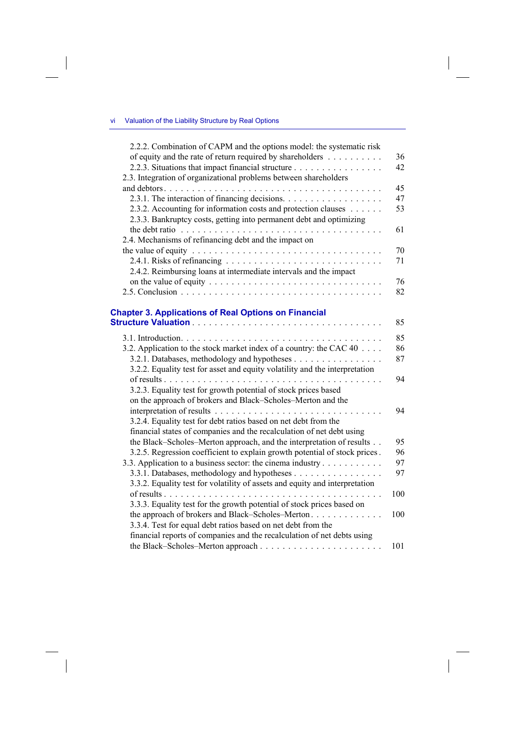2.2.2. Combination of CAPM and the options model: the systematic risk of equity and the rate of return required by shareholders . . . . . . . . . . 36

2.2.3. Situations that impact financial structure . . . . . . . . . . . . . . . . 42

2.3. Integration of organizational problems between shareholders and debtors . . . . . . . . . . . . . . . . . . . . . . . . . . . . . . . . . . . . . . 45

2.3.1. The interaction of financing decisions. . . . . . . . . . . . . . . . . . 47

2.3.2. Accounting for information costs and protection clauses . . . . . . 53

2.3.3. Bankruptcy costs, getting into permanent debt and optimizing the debt ratio . . . . . . . . . . . . . . . . . . . . . . . . . . . . . . . . . . . . 61

2.4. Mechanisms of refinancing debt and the impact on the value of equity . . . . . . . . . . . . . . . . . . . . . . . . . . . . . . . . . 70

2.4.1. Risks of refinancing . . . . . . . . . . . . . . . . . . . . . . . . . . . . 71

2.4.2. Reimbursing loans at intermediate intervals and the impact on the value of equity . . . . . . . . . . . . . . . . . . . . . . . . . . . . . . 76

2.5. Conclusion . . . . . . . . . . . . . . . . . . . . . . . . . . . . . . . . . . 82

**Chapter 3. Applications of Real Options on Financial Structure Valuation** . . . . . . . . . . . . . . . . . . . . . . . . . . . . . . . . 85

3.1. Introduction. . . . . . . . . . . . . . . . . . . . . . . . . . . . . . . . . . 85

3.2. Application to the stock market index of a country: the CAC 40 . . . . 86

3.2.1. Databases, methodology and hypotheses . . . . . . . . . . . . . . . . 87

3.2.2. Equality test for asset and equity volatility and the interpretation of results . . . . . . . . . . . . . . . . . . . . . . . . . . . . . . . . . . . . . 94

3.2.3. Equality test for growth potential of stock prices based on the approach of brokers and Black–Scholes–Merton and the interpretation of results . . . . . . . . . . . . . . . . . . . . . . . . . . . . . 94

3.2.4. Equality test for debt ratios based on net debt from the financial states of companies and the recalculation of net debt using the Black–Scholes–Merton approach, and the interpretation of results . . 95

3.2.5. Regression coefficient to explain growth potential of stock prices . 96

3.3. Application to a business sector: the cinema industry . . . . . . . . . . 97

3.3.1. Databases, methodology and hypotheses . . . . . . . . . . . . . . . . 97

3.3.2. Equality test for volatility of assets and equity and interpretation of results . . . . . . . . . . . . . . . . . . . . . . . . . . . . . . . . . . . . . 100

3.3.3. Equality test for the growth potential of stock prices based on the approach of brokers and Black–Scholes–Merton . . . . . . . . . . . . . 100

3.3.4. Test for equal debt ratios based on net debt from the financial reports of companies and the recalculation of net debts using the Black–Scholes–Merton approach . . . . . . . . . . . . . . . . . . . . . . 101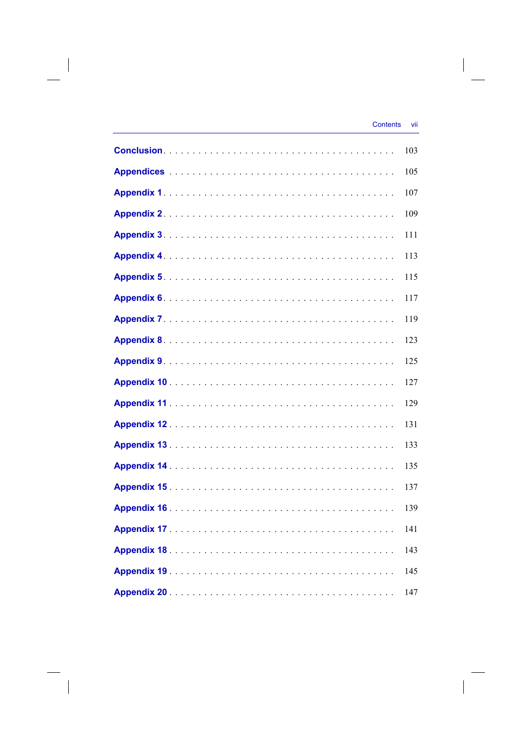| | |
|---|---|
| **Conclusion** | 103 |
| **Appendices** | 105 |
| **Appendix 1** | 107 |
| **Appendix 2** | 109 |
| **Appendix 3** | 111 |
| **Appendix 4** | 113 |
| **Appendix 5** | 115 |
| **Appendix 6** | 117 |
| **Appendix 7** | 119 |
| **Appendix 8** | 123 |
| **Appendix 9** | 125 |
| **Appendix 10** | 127 |
| **Appendix 11** | 129 |
| **Appendix 12** | 131 |
| **Appendix 13** | 133 |
| **Appendix 14** | 135 |
| **Appendix 15** | 137 |
| **Appendix 16** | 139 |
| **Appendix 17** | 141 |
| **Appendix 18** | 143 |
| **Appendix 19** | 145 |
| **Appendix 20** | 147 |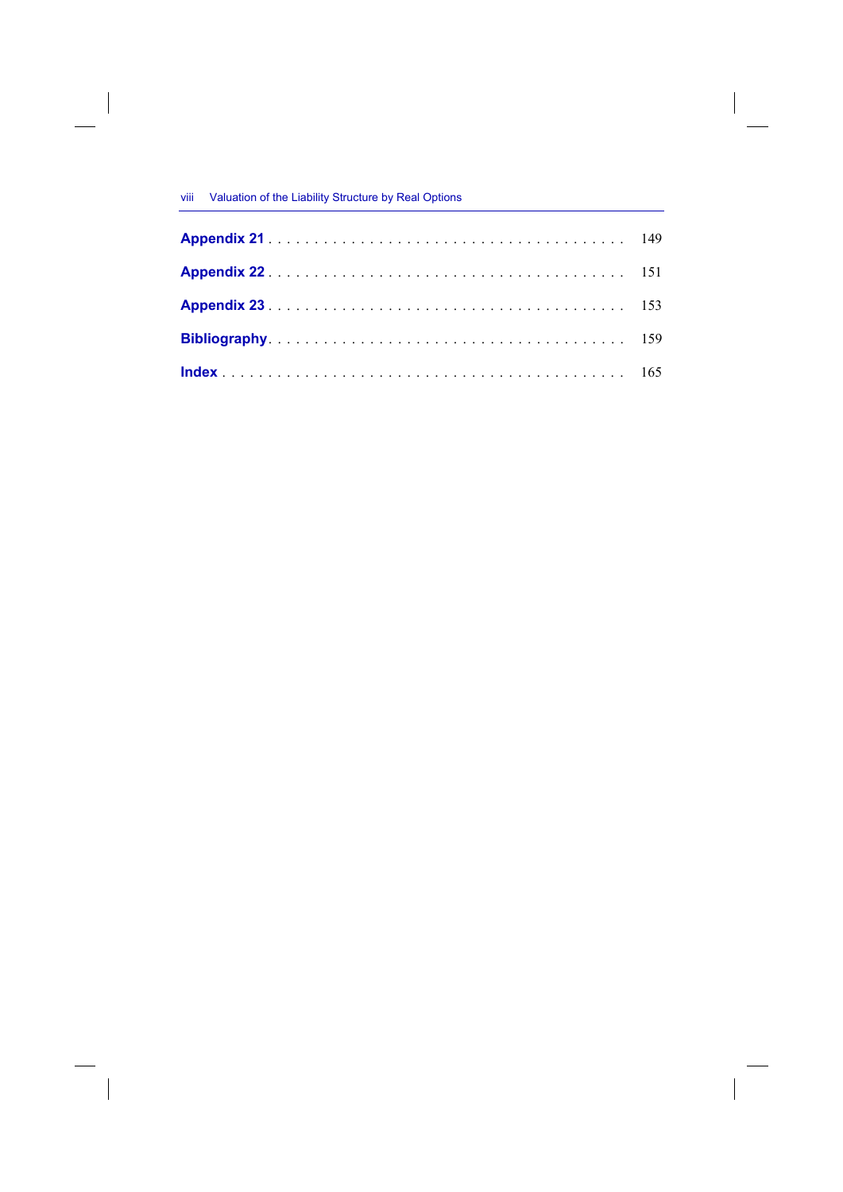**Appendix 21** . . . . . . . . . . . . . . . . . . . . . . . . . . . . . . . . . . . . 149

**Appendix 22** . . . . . . . . . . . . . . . . . . . . . . . . . . . . . . . . . . . . 151

**Appendix 23** . . . . . . . . . . . . . . . . . . . . . . . . . . . . . . . . . . . . 153

**Bibliography** . . . . . . . . . . . . . . . . . . . . . . . . . . . . . . . . . . . . 159

**Index** . . . . . . . . . . . . . . . . . . . . . . . . . . . . . . . . . . . . . . . 165